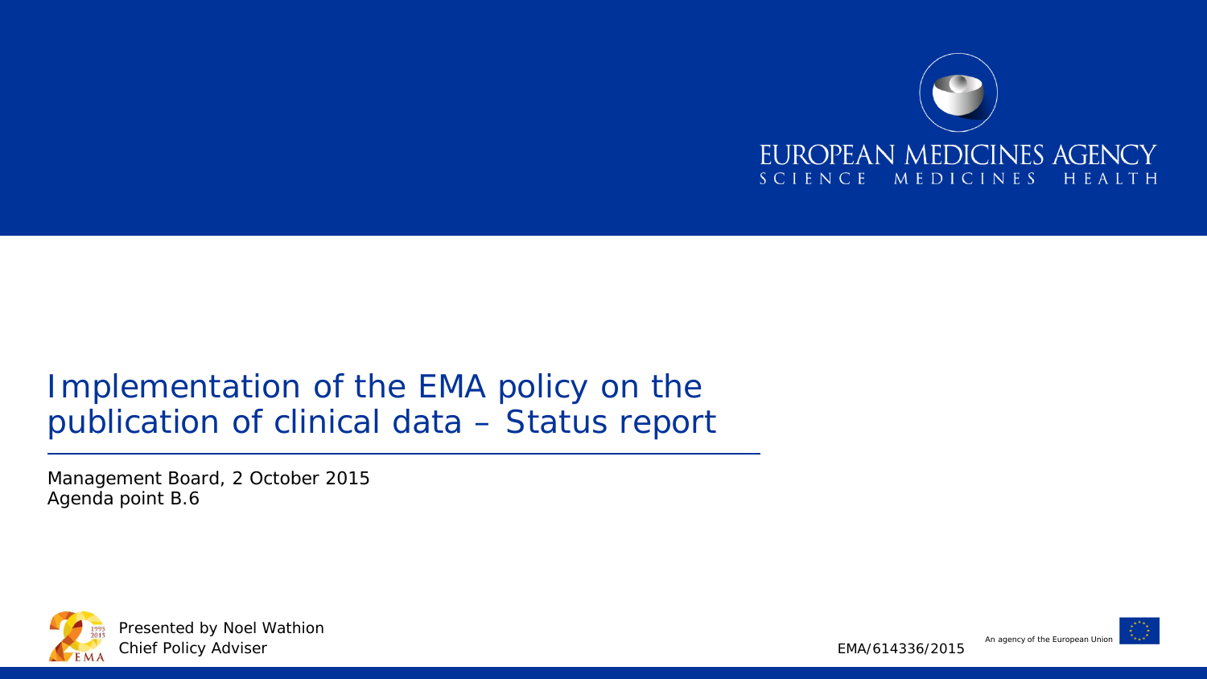EUROPEAN MEDICINES AGENCY
SCIENCE MEDICINES HEALTH

# Implementation of the EMA policy on the publication of clinical data – Status report

Management Board, 2 October 2015
Agenda point B.6

Presented by Noel Wathion
Chief Policy Adviser

EMA/614336/2015

An agency of the European Union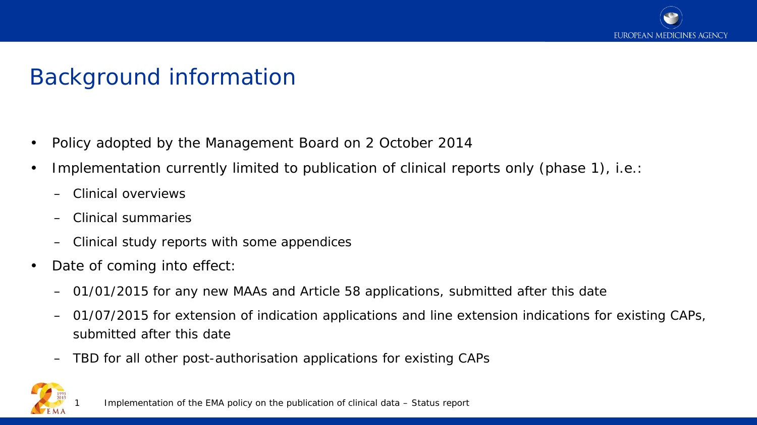# Background information

- Policy adopted by the Management Board on 2 October 2014
- Implementation currently limited to publication of clinical reports only (phase 1), i.e.:
  - Clinical overviews
  - Clinical summaries
  - Clinical study reports with some appendices
- Date of coming into effect:
  - 01/01/2015 for any new MAAs and Article 58 applications, submitted after this date
  - 01/07/2015 for extension of indication applications and line extension indications for existing CAPs, submitted after this date
  - TBD for all other post-authorisation applications for existing CAPs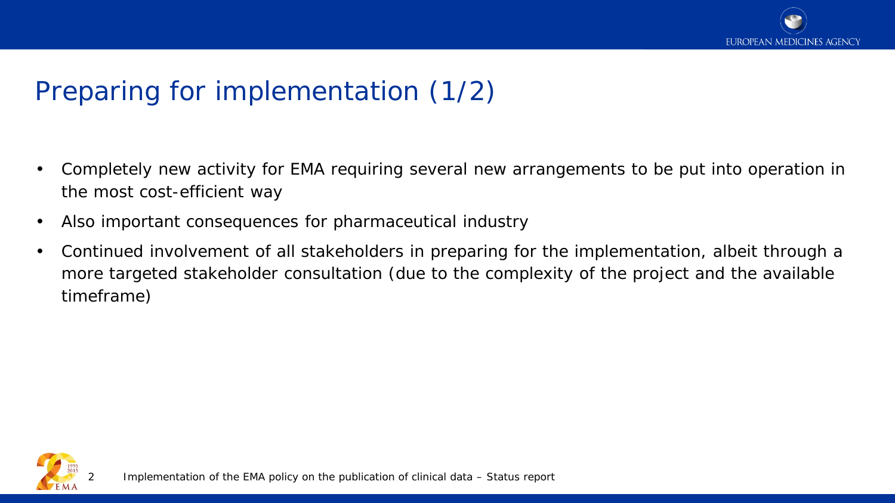# Preparing for implementation (1/2)

- Completely new activity for EMA requiring several new arrangements to be put into operation in the most cost-efficient way
- Also important consequences for pharmaceutical industry
- Continued involvement of all stakeholders in preparing for the implementation, albeit through a more targeted stakeholder consultation (due to the complexity of the project and the available timeframe)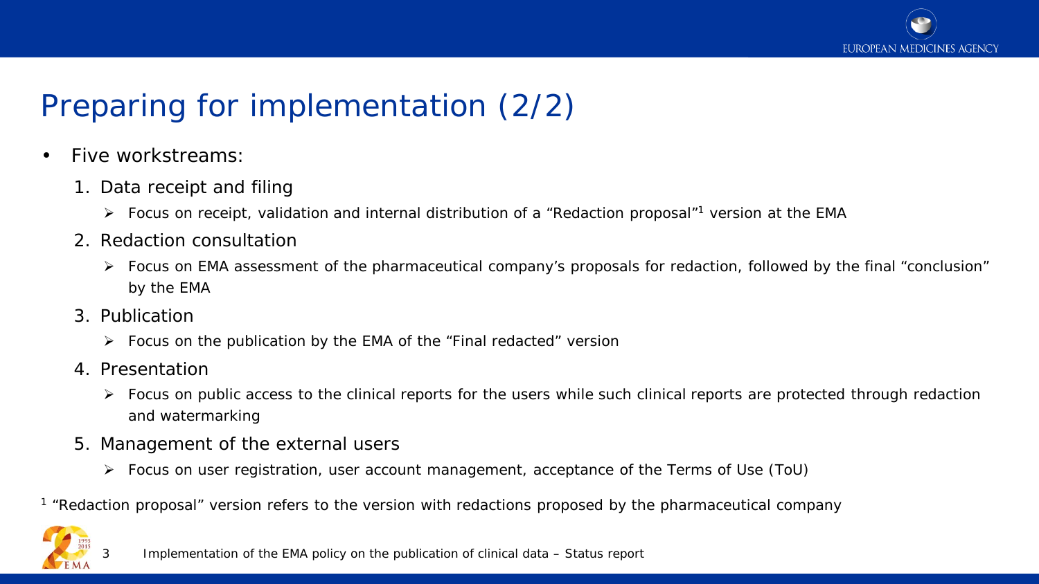# Preparing for implementation (2/2)

- Five workstreams:
  1. Data receipt and filing
     - Focus on receipt, validation and internal distribution of a "Redaction proposal"[1] version at the EMA
  2. Redaction consultation
     - Focus on EMA assessment of the pharmaceutical company's proposals for redaction, followed by the final "conclusion" by the EMA
  3. Publication
     - Focus on the publication by the EMA of the "Final redacted" version
  4. Presentation
     - Focus on public access to the clinical reports for the users while such clinical reports are protected through redaction and watermarking
  5. Management of the external users
     - Focus on user registration, user account management, acceptance of the Terms of Use (ToU)

[1] "Redaction proposal" version refers to the version with redactions proposed by the pharmaceutical company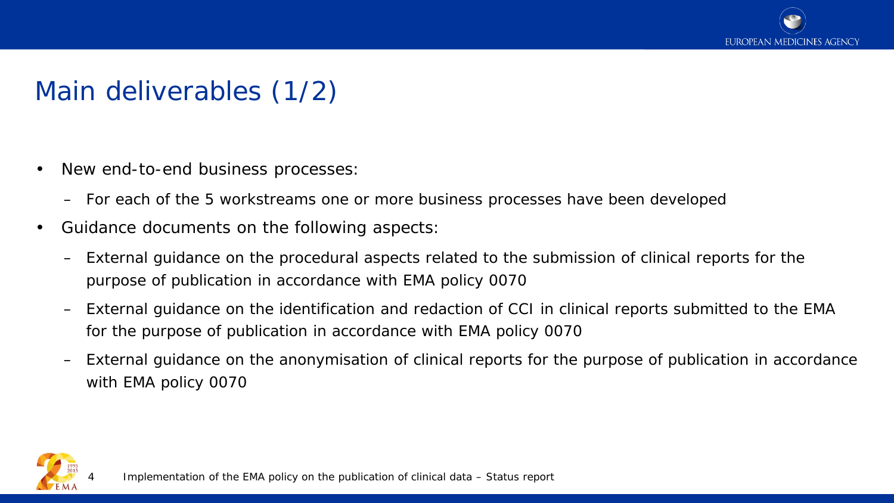# Main deliverables (1/2)

- New end-to-end business processes:
  - For each of the 5 workstreams one or more business processes have been developed
- Guidance documents on the following aspects:
  - External guidance on the procedural aspects related to the submission of clinical reports for the purpose of publication in accordance with EMA policy 0070
  - External guidance on the identification and redaction of CCI in clinical reports submitted to the EMA for the purpose of publication in accordance with EMA policy 0070
  - External guidance on the anonymisation of clinical reports for the purpose of publication in accordance with EMA policy 0070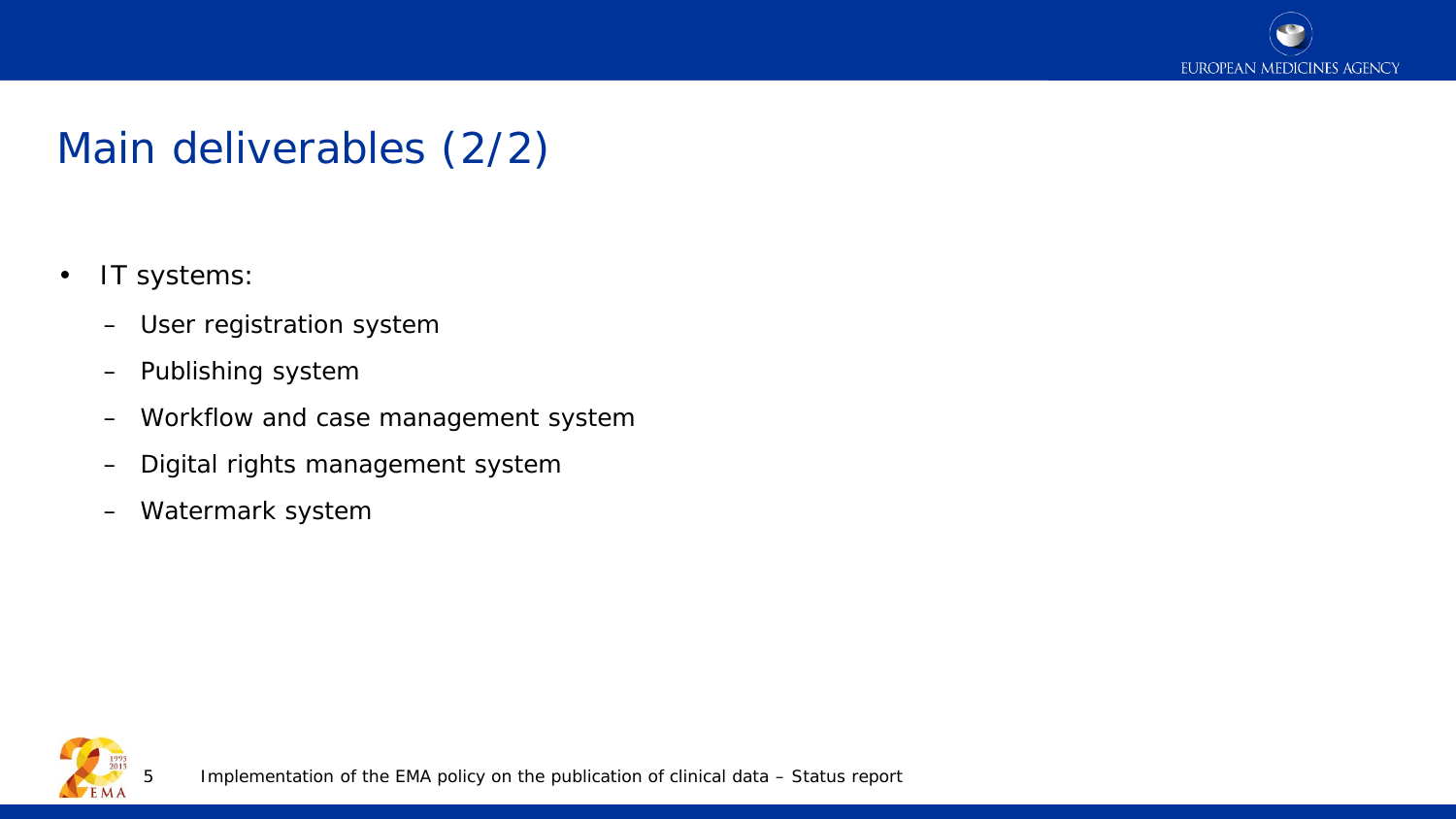# Main deliverables (2/2)

- IT systems:
  - User registration system
  - Publishing system
  - Workflow and case management system
  - Digital rights management system
  - Watermark system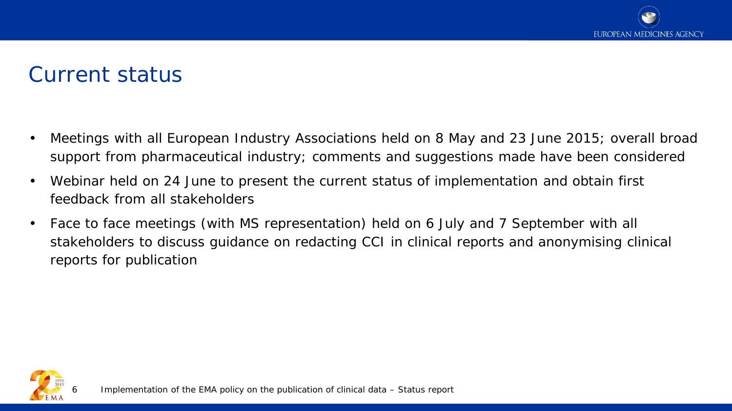# Current status

- Meetings with all European Industry Associations held on 8 May and 23 June 2015; overall broad support from pharmaceutical industry; comments and suggestions made have been considered
- Webinar held on 24 June to present the current status of implementation and obtain first feedback from all stakeholders
- Face to face meetings (with MS representation) held on 6 July and 7 September with all stakeholders to discuss guidance on redacting CCI in clinical reports and anonymising clinical reports for publication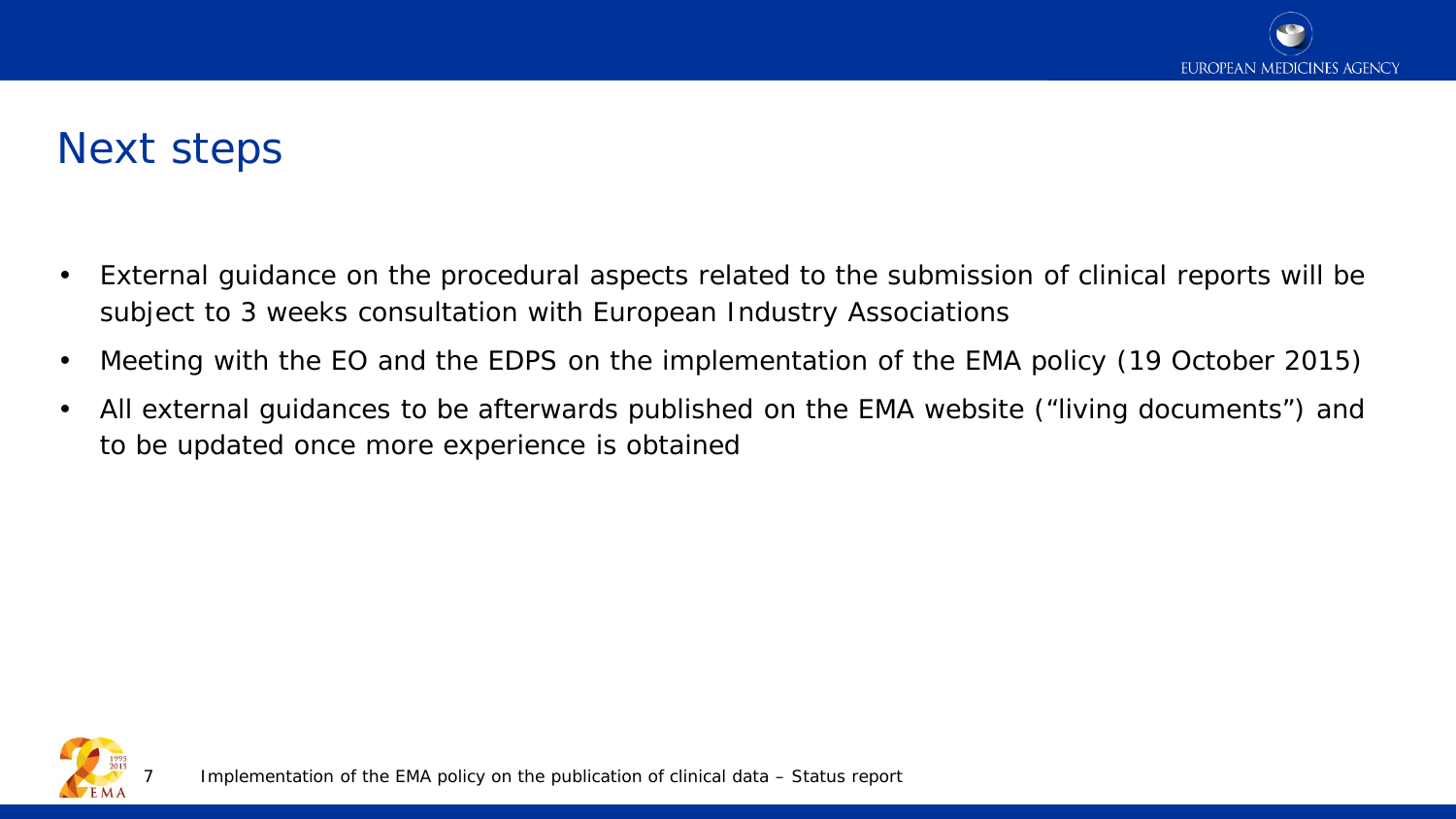# Next steps

- External guidance on the procedural aspects related to the submission of clinical reports will be subject to 3 weeks consultation with European Industry Associations
- Meeting with the EO and the EDPS on the implementation of the EMA policy (19 October 2015)
- All external guidances to be afterwards published on the EMA website ("living documents") and to be updated once more experience is obtained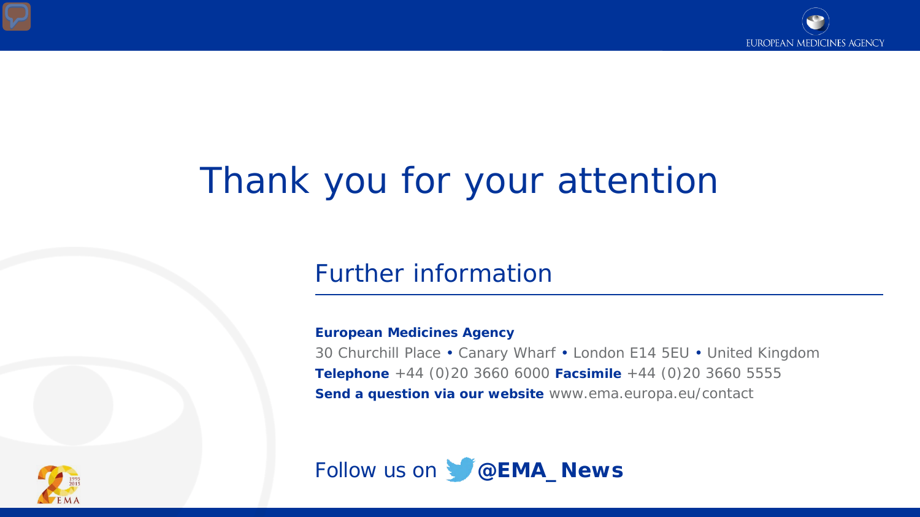# Thank you for your attention

## Further information

**European Medicines Agency**

30 Churchill Place • Canary Wharf • London E14 5EU • United Kingdom

**Telephone** +44 (0)20 3660 6000 **Facsimile** +44 (0)20 3660 5555

**Send a question via our website** www.ema.europa.eu/contact

Follow us on **@EMA_News**